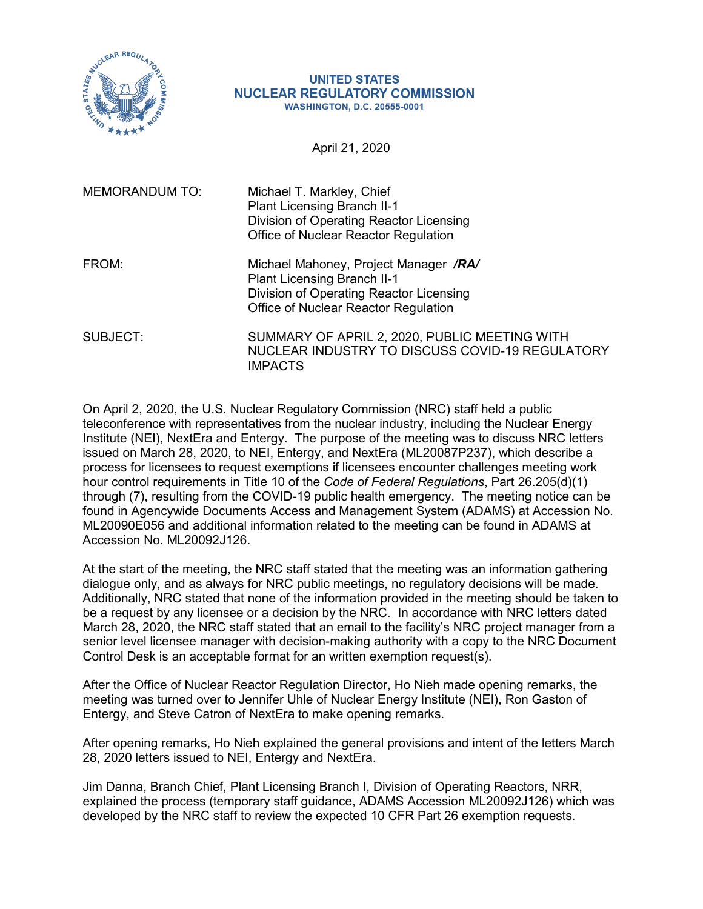UNITED STATES
NUCLEAR REGULATORY COMMISSION
WASHINGTON, D.C. 20555-0001

April 21, 2020

MEMORANDUM TO: Michael T. Markley, Chief
Plant Licensing Branch II-1
Division of Operating Reactor Licensing
Office of Nuclear Reactor Regulation

FROM: Michael Mahoney, Project Manager ***/RA/***
Plant Licensing Branch II-1
Division of Operating Reactor Licensing
Office of Nuclear Reactor Regulation

SUBJECT: SUMMARY OF APRIL 2, 2020, PUBLIC MEETING WITH NUCLEAR INDUSTRY TO DISCUSS COVID-19 REGULATORY IMPACTS

On April 2, 2020, the U.S. Nuclear Regulatory Commission (NRC) staff held a public teleconference with representatives from the nuclear industry, including the Nuclear Energy Institute (NEI), NextEra and Entergy. The purpose of the meeting was to discuss NRC letters issued on March 28, 2020, to NEI, Entergy, and NextEra (ML20087P237), which describe a process for licensees to request exemptions if licensees encounter challenges meeting work hour control requirements in Title 10 of the *Code of Federal Regulations*, Part 26.205(d)(1) through (7), resulting from the COVID-19 public health emergency. The meeting notice can be found in Agencywide Documents Access and Management System (ADAMS) at Accession No. ML20090E056 and additional information related to the meeting can be found in ADAMS at Accession No. ML20092J126.

At the start of the meeting, the NRC staff stated that the meeting was an information gathering dialogue only, and as always for NRC public meetings, no regulatory decisions will be made. Additionally, NRC stated that none of the information provided in the meeting should be taken to be a request by any licensee or a decision by the NRC. In accordance with NRC letters dated March 28, 2020, the NRC staff stated that an email to the facility's NRC project manager from a senior level licensee manager with decision-making authority with a copy to the NRC Document Control Desk is an acceptable format for an written exemption request(s).

After the Office of Nuclear Reactor Regulation Director, Ho Nieh made opening remarks, the meeting was turned over to Jennifer Uhle of Nuclear Energy Institute (NEI), Ron Gaston of Entergy, and Steve Catron of NextEra to make opening remarks.

After opening remarks, Ho Nieh explained the general provisions and intent of the letters March 28, 2020 letters issued to NEI, Entergy and NextEra.

Jim Danna, Branch Chief, Plant Licensing Branch I, Division of Operating Reactors, NRR, explained the process (temporary staff guidance, ADAMS Accession ML20092J126) which was developed by the NRC staff to review the expected 10 CFR Part 26 exemption requests.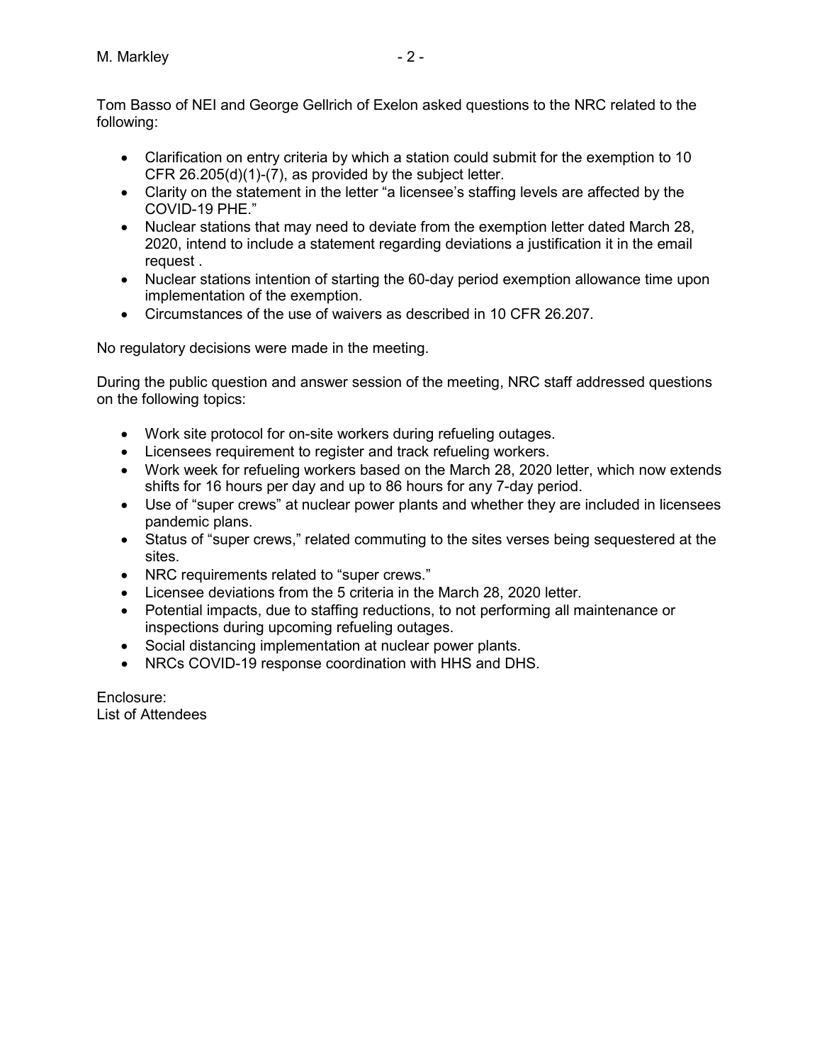Tom Basso of NEI and George Gellrich of Exelon asked questions to the NRC related to the following:

- Clarification on entry criteria by which a station could submit for the exemption to 10 CFR 26.205(d)(1)-(7), as provided by the subject letter.
- Clarity on the statement in the letter "a licensee's staffing levels are affected by the COVID-19 PHE."
- Nuclear stations that may need to deviate from the exemption letter dated March 28, 2020, intend to include a statement regarding deviations a justification it in the email request .
- Nuclear stations intention of starting the 60-day period exemption allowance time upon implementation of the exemption.
- Circumstances of the use of waivers as described in 10 CFR 26.207.

No regulatory decisions were made in the meeting.

During the public question and answer session of the meeting, NRC staff addressed questions on the following topics:

- Work site protocol for on-site workers during refueling outages.
- Licensees requirement to register and track refueling workers.
- Work week for refueling workers based on the March 28, 2020 letter, which now extends shifts for 16 hours per day and up to 86 hours for any 7-day period.
- Use of "super crews" at nuclear power plants and whether they are included in licensees pandemic plans.
- Status of "super crews," related commuting to the sites verses being sequestered at the sites.
- NRC requirements related to "super crews."
- Licensee deviations from the 5 criteria in the March 28, 2020 letter.
- Potential impacts, due to staffing reductions, to not performing all maintenance or inspections during upcoming refueling outages.
- Social distancing implementation at nuclear power plants.
- NRCs COVID-19 response coordination with HHS and DHS.

Enclosure:
List of Attendees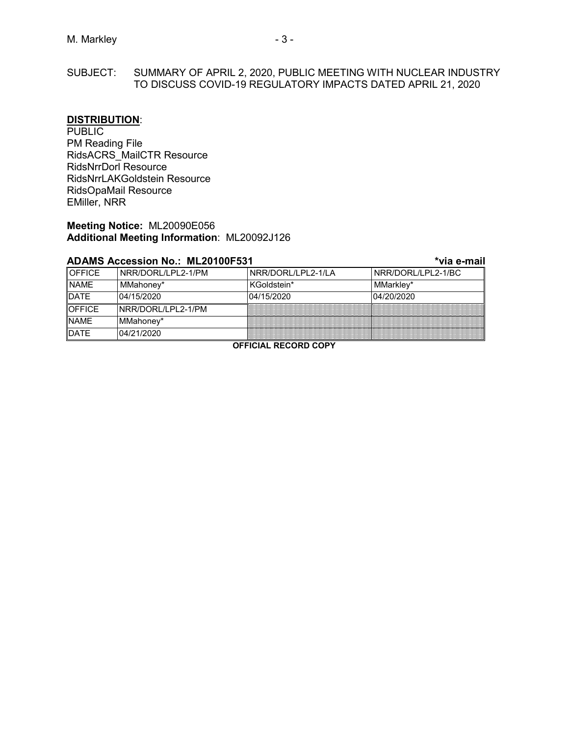SUBJECT: SUMMARY OF APRIL 2, 2020, PUBLIC MEETING WITH NUCLEAR INDUSTRY TO DISCUSS COVID-19 REGULATORY IMPACTS DATED APRIL 21, 2020

**DISTRIBUTION**:
PUBLIC
PM Reading File
RidsACRS_MailCTR Resource
RidsNrrDorl Resource
RidsNrrLAKGoldstein Resource
RidsOpaMail Resource
EMiller, NRR

**Meeting Notice:** ML20090E056
**Additional Meeting Information**: ML20092J126

**ADAMS Accession No.: ML20100F531** **\*via e-mail**

| OFFICE | NRR/DORL/LPL2-1/PM | NRR/DORL/LPL2-1/LA | NRR/DORL/LPL2-1/BC |
|---|---|---|---|
| NAME | MMahoney* | KGoldstein* | MMarkley* |
| DATE | 04/15/2020 | 04/15/2020 | 04/20/2020 |
| OFFICE | NRR/DORL/LPL2-1/PM | | |
| NAME | MMahoney* | | |
| DATE | 04/21/2020 | | |

**OFFICIAL RECORD COPY**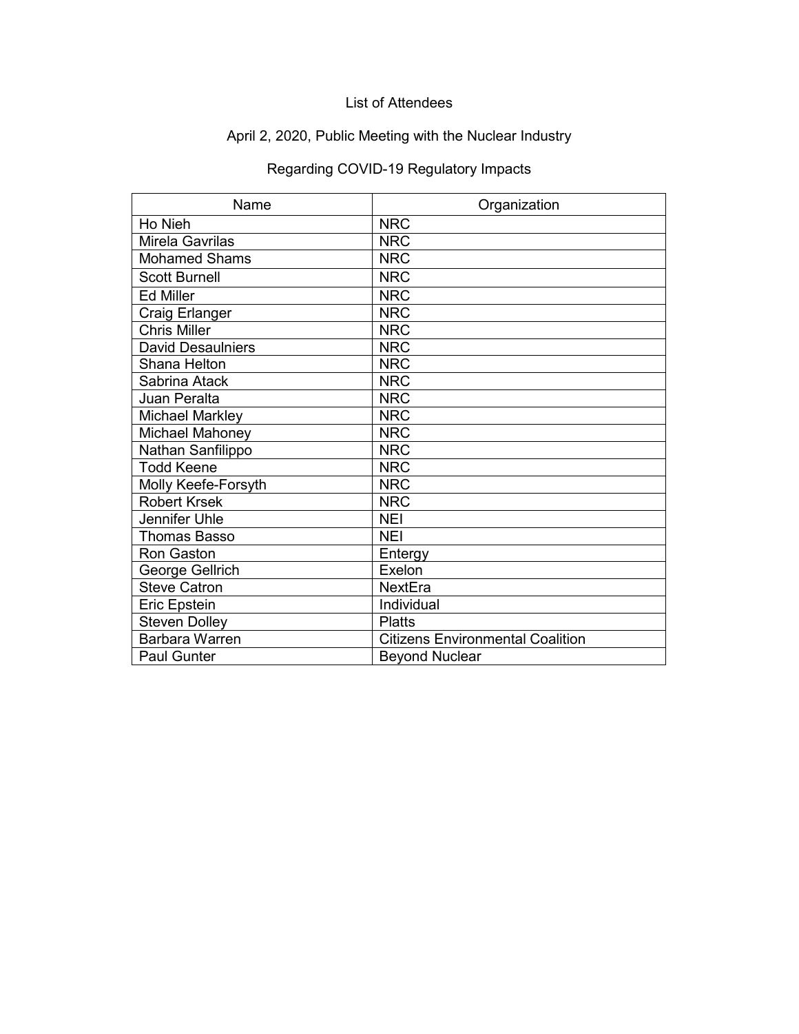List of Attendees

April 2, 2020, Public Meeting with the Nuclear Industry

Regarding COVID-19 Regulatory Impacts

| Name | Organization |
|---|---|
| Ho Nieh | NRC |
| Mirela Gavrilas | NRC |
| Mohamed Shams | NRC |
| Scott Burnell | NRC |
| Ed Miller | NRC |
| Craig Erlanger | NRC |
| Chris Miller | NRC |
| David Desaulniers | NRC |
| Shana Helton | NRC |
| Sabrina Atack | NRC |
| Juan Peralta | NRC |
| Michael Markley | NRC |
| Michael Mahoney | NRC |
| Nathan Sanfilippo | NRC |
| Todd Keene | NRC |
| Molly Keefe-Forsyth | NRC |
| Robert Krsek | NRC |
| Jennifer Uhle | NEI |
| Thomas Basso | NEI |
| Ron Gaston | Entergy |
| George Gellrich | Exelon |
| Steve Catron | NextEra |
| Eric Epstein | Individual |
| Steven Dolley | Platts |
| Barbara Warren | Citizens Environmental Coalition |
| Paul Gunter | Beyond Nuclear |